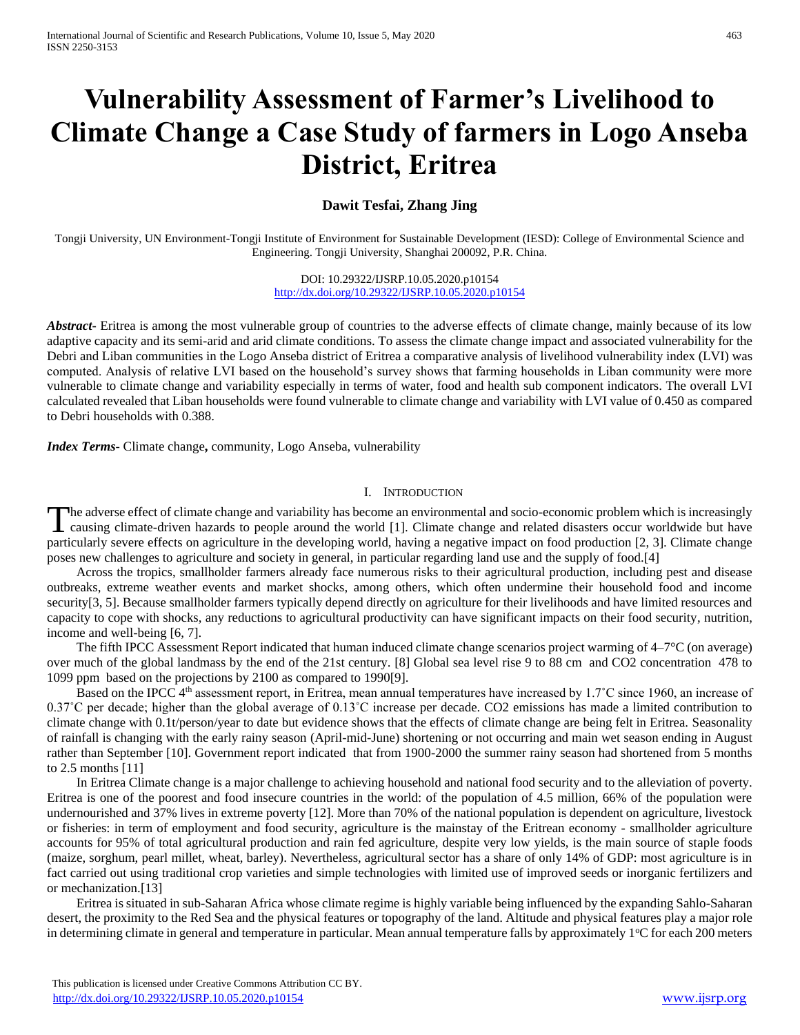# Vulnerability Assessment of Farmer's Livelihood to Climate Change a Case Study of farmers in Logo Anseba District, Eritrea

**Dawit Tesfai, Zhang Jing**

Tongji University, UN Environment-Tongji Institute of Environment for Sustainable Development (IESD): College of Environmental Science and Engineering. Tongji University, Shanghai 200092, P.R. China.

DOI: 10.29322/IJSRP.10.05.2020.p10154
http://dx.doi.org/10.29322/IJSRP.10.05.2020.p10154

***Abstract***- Eritrea is among the most vulnerable group of countries to the adverse effects of climate change, mainly because of its low adaptive capacity and its semi-arid and arid climate conditions. To assess the climate change impact and associated vulnerability for the Debri and Liban communities in the Logo Anseba district of Eritrea a comparative analysis of livelihood vulnerability index (LVI) was computed. Analysis of relative LVI based on the household's survey shows that farming households in Liban community were more vulnerable to climate change and variability especially in terms of water, food and health sub component indicators. The overall LVI calculated revealed that Liban households were found vulnerable to climate change and variability with LVI value of 0.450 as compared to Debri households with 0.388.

***Index Terms***- Climate change**,** community, Logo Anseba, vulnerability

## I. Introduction

The adverse effect of climate change and variability has become an environmental and socio-economic problem which is increasingly causing climate-driven hazards to people around the world [1]. Climate change and related disasters occur worldwide but have particularly severe effects on agriculture in the developing world, having a negative impact on food production [2, 3]. Climate change poses new challenges to agriculture and society in general, in particular regarding land use and the supply of food.[4]

Across the tropics, smallholder farmers already face numerous risks to their agricultural production, including pest and disease outbreaks, extreme weather events and market shocks, among others, which often undermine their household food and income security[3, 5]. Because smallholder farmers typically depend directly on agriculture for their livelihoods and have limited resources and capacity to cope with shocks, any reductions to agricultural productivity can have significant impacts on their food security, nutrition, income and well-being [6, 7].

The fifth IPCC Assessment Report indicated that human induced climate change scenarios project warming of 4–7°C (on average) over much of the global landmass by the end of the 21st century. [8] Global sea level rise 9 to 88 cm and $CO_2$ concentration 478 to 1099 ppm based on the projections by 2100 as compared to 1990[9].

Based on the IPCC 4th assessment report, in Eritrea, mean annual temperatures have increased by 1.7˚C since 1960, an increase of 0.37˚C per decade; higher than the global average of 0.13˚C increase per decade. $CO_2$ emissions has made a limited contribution to climate change with 0.1t/person/year to date but evidence shows that the effects of climate change are being felt in Eritrea. Seasonality of rainfall is changing with the early rainy season (April-mid-June) shortening or not occurring and main wet season ending in August rather than September [10]. Government report indicated that from 1900-2000 the summer rainy season had shortened from 5 months to 2.5 months [11]

In Eritrea Climate change is a major challenge to achieving household and national food security and to the alleviation of poverty. Eritrea is one of the poorest and food insecure countries in the world: of the population of 4.5 million, 66% of the population were undernourished and 37% lives in extreme poverty [12]. More than 70% of the national population is dependent on agriculture, livestock or fisheries: in term of employment and food security, agriculture is the mainstay of the Eritrean economy - smallholder agriculture accounts for 95% of total agricultural production and rain fed agriculture, despite very low yields, is the main source of staple foods (maize, sorghum, pearl millet, wheat, barley). Nevertheless, agricultural sector has a share of only 14% of GDP: most agriculture is in fact carried out using traditional crop varieties and simple technologies with limited use of improved seeds or inorganic fertilizers and or mechanization.[13]

Eritrea is situated in sub-Saharan Africa whose climate regime is highly variable being influenced by the expanding Sahlo-Saharan desert, the proximity to the Red Sea and the physical features or topography of the land. Altitude and physical features play a major role in determining climate in general and temperature in particular. Mean annual temperature falls by approximately 1°C for each 200 meters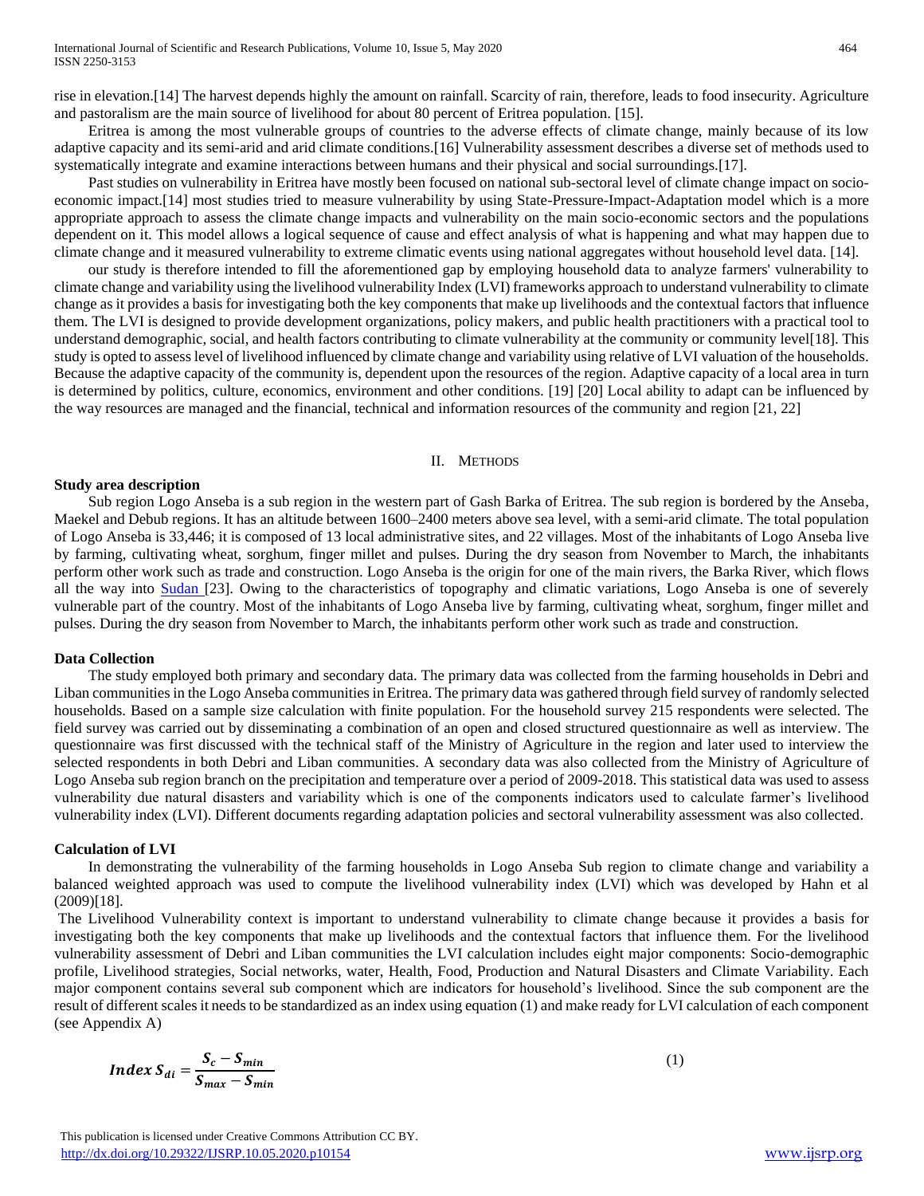rise in elevation.[14] The harvest depends highly the amount on rainfall. Scarcity of rain, therefore, leads to food insecurity. Agriculture and pastoralism are the main source of livelihood for about 80 percent of Eritrea population. [15].

Eritrea is among the most vulnerable groups of countries to the adverse effects of climate change, mainly because of its low adaptive capacity and its semi-arid and arid climate conditions.[16] Vulnerability assessment describes a diverse set of methods used to systematically integrate and examine interactions between humans and their physical and social surroundings.[17].

Past studies on vulnerability in Eritrea have mostly been focused on national sub-sectoral level of climate change impact on socio-economic impact.[14] most studies tried to measure vulnerability by using State-Pressure-Impact-Adaptation model which is a more appropriate approach to assess the climate change impacts and vulnerability on the main socio-economic sectors and the populations dependent on it. This model allows a logical sequence of cause and effect analysis of what is happening and what may happen due to climate change and it measured vulnerability to extreme climatic events using national aggregates without household level data. [14].

our study is therefore intended to fill the aforementioned gap by employing household data to analyze farmers' vulnerability to climate change and variability using the livelihood vulnerability Index (LVI) frameworks approach to understand vulnerability to climate change as it provides a basis for investigating both the key components that make up livelihoods and the contextual factors that influence them. The LVI is designed to provide development organizations, policy makers, and public health practitioners with a practical tool to understand demographic, social, and health factors contributing to climate vulnerability at the community or community level[18]. This study is opted to assess level of livelihood influenced by climate change and variability using relative of LVI valuation of the households. Because the adaptive capacity of the community is, dependent upon the resources of the region. Adaptive capacity of a local area in turn is determined by politics, culture, economics, environment and other conditions. [19] [20] Local ability to adapt can be influenced by the way resources are managed and the financial, technical and information resources of the community and region [21, 22]

## II. Methods

### Study area description

Sub region Logo Anseba is a sub region in the western part of Gash Barka of Eritrea. The sub region is bordered by the Anseba, Maekel and Debub regions. It has an altitude between 1600–2400 meters above sea level, with a semi-arid climate. The total population of Logo Anseba is 33,446; it is composed of 13 local administrative sites, and 22 villages. Most of the inhabitants of Logo Anseba live by farming, cultivating wheat, sorghum, finger millet and pulses. During the dry season from November to March, the inhabitants perform other work such as trade and construction. Logo Anseba is the origin for one of the main rivers, the Barka River, which flows all the way into Sudan [23]. Owing to the characteristics of topography and climatic variations, Logo Anseba is one of severely vulnerable part of the country. Most of the inhabitants of Logo Anseba live by farming, cultivating wheat, sorghum, finger millet and pulses. During the dry season from November to March, the inhabitants perform other work such as trade and construction.

### Data Collection

The study employed both primary and secondary data. The primary data was collected from the farming households in Debri and Liban communities in the Logo Anseba communities in Eritrea. The primary data was gathered through field survey of randomly selected households. Based on a sample size calculation with finite population. For the household survey 215 respondents were selected. The field survey was carried out by disseminating a combination of an open and closed structured questionnaire as well as interview. The questionnaire was first discussed with the technical staff of the Ministry of Agriculture in the region and later used to interview the selected respondents in both Debri and Liban communities. A secondary data was also collected from the Ministry of Agriculture of Logo Anseba sub region branch on the precipitation and temperature over a period of 2009-2018. This statistical data was used to assess vulnerability due natural disasters and variability which is one of the components indicators used to calculate farmer's livelihood vulnerability index (LVI). Different documents regarding adaptation policies and sectoral vulnerability assessment was also collected.

### Calculation of LVI

In demonstrating the vulnerability of the farming households in Logo Anseba Sub region to climate change and variability a balanced weighted approach was used to compute the livelihood vulnerability index (LVI) which was developed by Hahn et al (2009)[18].

The Livelihood Vulnerability context is important to understand vulnerability to climate change because it provides a basis for investigating both the key components that make up livelihoods and the contextual factors that influence them. For the livelihood vulnerability assessment of Debri and Liban communities the LVI calculation includes eight major components: Socio-demographic profile, Livelihood strategies, Social networks, water, Health, Food, Production and Natural Disasters and Climate Variability. Each major component contains several sub component which are indicators for household's livelihood. Since the sub component are the result of different scales it needs to be standardized as an index using equation (1) and make ready for LVI calculation of each component (see Appendix A)

$$\boldsymbol{Index\ S_{di} = \frac{S_c - S_{min}}{S_{max} - S_{min}}} \tag{1}$$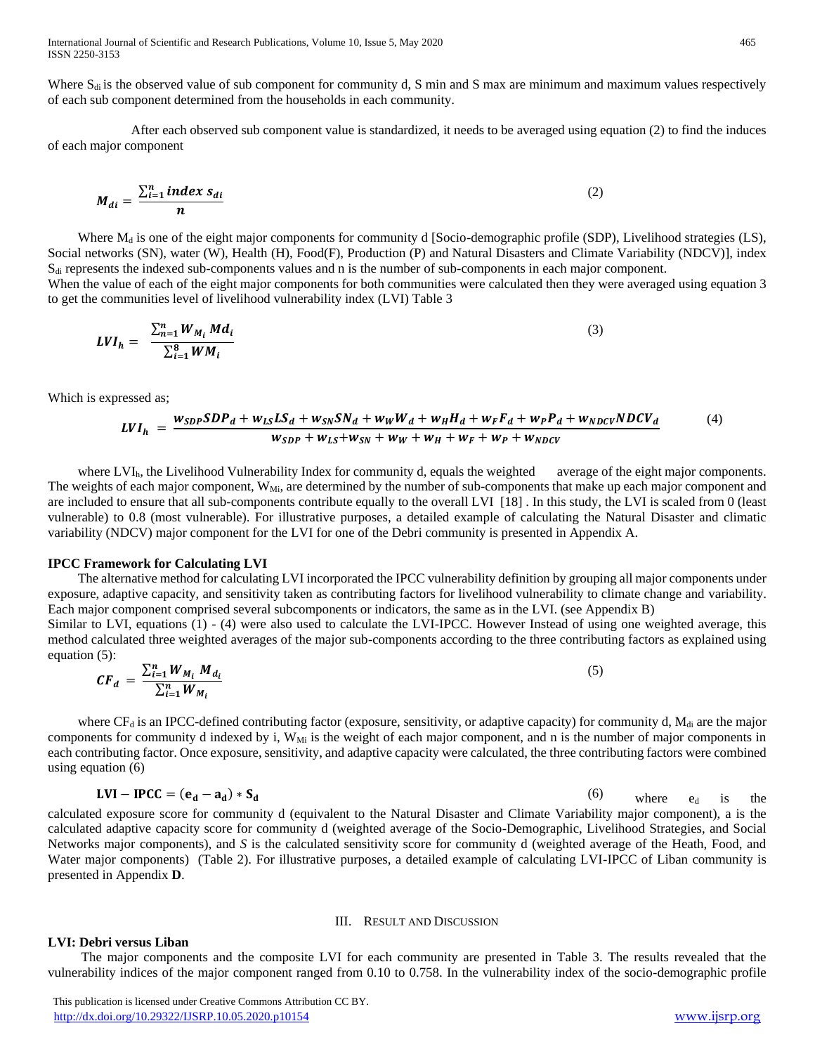Where $S_{di}$ is the observed value of sub component for community d, S min and S max are minimum and maximum values respectively of each sub component determined from the households in each community.

After each observed sub component value is standardized, it needs to be averaged using equation (2) to find the induces of each major component

$$M_{di} = \frac{\sum_{i=1}^{n} index\ s_{di}}{n} \tag{2}$$

Where $M_d$ is one of the eight major components for community d [Socio-demographic profile (SDP), Livelihood strategies (LS), Social networks (SN), water (W), Health (H), Food(F), Production (P) and Natural Disasters and Climate Variability (NDCV)], index $S_{di}$ represents the indexed sub-components values and n is the number of sub-components in each major component.
When the value of each of the eight major components for both communities were calculated then they were averaged using equation 3 to get the communities level of livelihood vulnerability index (LVI) Table 3

$$LVI_h = \frac{\sum_{n=1}^{n} W_{M_i} Md_i}{\sum_{i=1}^{8} WM_i} \tag{3}$$

Which is expressed as;

$$LVI_h = \frac{w_{SDP}SDP_d + w_{LS}LS_d + w_{SN}SN_d + w_W W_d + w_H H_d + w_F F_d + w_P P_d + w_{NDCV}NDCV_d}{w_{SDP} + w_{LS} + w_{SN} + w_W + w_H + w_F + w_P + w_{NDCV}} \tag{4}$$

where $LVI_h$, the Livelihood Vulnerability Index for community d, equals the weighted average of the eight major components. The weights of each major component, $W_{Mi}$, are determined by the number of sub-components that make up each major component and are included to ensure that all sub-components contribute equally to the overall LVI [18] . In this study, the LVI is scaled from 0 (least vulnerable) to 0.8 (most vulnerable). For illustrative purposes, a detailed example of calculating the Natural Disaster and climatic variability (NDCV) major component for the LVI for one of the Debri community is presented in Appendix A.

**IPCC Framework for Calculating LVI**

The alternative method for calculating LVI incorporated the IPCC vulnerability definition by grouping all major components under exposure, adaptive capacity, and sensitivity taken as contributing factors for livelihood vulnerability to climate change and variability. Each major component comprised several subcomponents or indicators, the same as in the LVI. (see Appendix B)
Similar to LVI, equations (1) - (4) were also used to calculate the LVI-IPCC. However Instead of using one weighted average, this method calculated three weighted averages of the major sub-components according to the three contributing factors as explained using equation (5):

$$CF_d = \frac{\sum_{i=1}^{n} W_{M_i} M_{d_i}}{\sum_{i=1}^{n} W_{M_i}} \tag{5}$$

where $CF_d$ is an IPCC-defined contributing factor (exposure, sensitivity, or adaptive capacity) for community d, $M_{di}$ are the major components for community d indexed by i, $W_{Mi}$ is the weight of each major component, and n is the number of major components in each contributing factor. Once exposure, sensitivity, and adaptive capacity were calculated, the three contributing factors were combined using equation (6)

$$\mathbf{LVI - IPCC} = (\mathbf{e_d} - \mathbf{a_d}) * \mathbf{S_d} \tag{6}$$

where $e_d$ is the calculated exposure score for community d (equivalent to the Natural Disaster and Climate Variability major component), a is the calculated adaptive capacity score for community d (weighted average of the Socio-Demographic, Livelihood Strategies, and Social Networks major components), and *S* is the calculated sensitivity score for community d (weighted average of the Heath, Food, and Water major components) (Table 2). For illustrative purposes, a detailed example of calculating LVI-IPCC of Liban community is presented in Appendix **D**.

## III. Result and Discussion

**LVI: Debri versus Liban**

The major components and the composite LVI for each community are presented in Table 3. The results revealed that the vulnerability indices of the major component ranged from 0.10 to 0.758. In the vulnerability index of the socio-demographic profile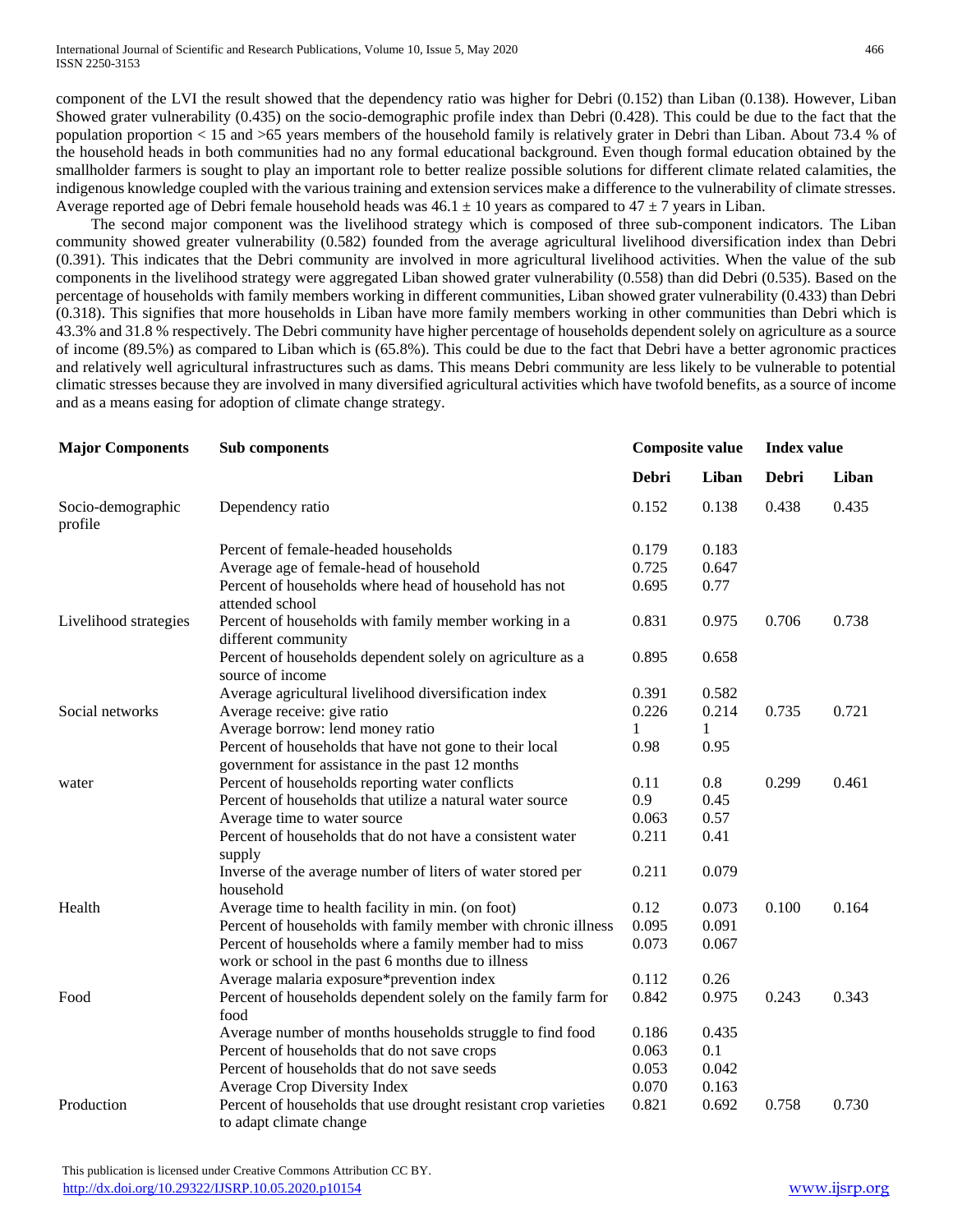component of the LVI the result showed that the dependency ratio was higher for Debri (0.152) than Liban (0.138). However, Liban Showed grater vulnerability (0.435) on the socio-demographic profile index than Debri (0.428). This could be due to the fact that the population proportion < 15 and >65 years members of the household family is relatively grater in Debri than Liban. About 73.4 % of the household heads in both communities had no any formal educational background. Even though formal education obtained by the smallholder farmers is sought to play an important role to better realize possible solutions for different climate related calamities, the indigenous knowledge coupled with the various training and extension services make a difference to the vulnerability of climate stresses. Average reported age of Debri female household heads was 46.1 ± 10 years as compared to 47 ± 7 years in Liban.

The second major component was the livelihood strategy which is composed of three sub-component indicators. The Liban community showed greater vulnerability (0.582) founded from the average agricultural livelihood diversification index than Debri (0.391). This indicates that the Debri community are involved in more agricultural livelihood activities. When the value of the sub components in the livelihood strategy were aggregated Liban showed grater vulnerability (0.558) than did Debri (0.535). Based on the percentage of households with family members working in different communities, Liban showed grater vulnerability (0.433) than Debri (0.318). This signifies that more households in Liban have more family members working in other communities than Debri which is 43.3% and 31.8 % respectively. The Debri community have higher percentage of households dependent solely on agriculture as a source of income (89.5%) as compared to Liban which is (65.8%). This could be due to the fact that Debri have a better agronomic practices and relatively well agricultural infrastructures such as dams. This means Debri community are less likely to be vulnerable to potential climatic stresses because they are involved in many diversified agricultural activities which have twofold benefits, as a source of income and as a means easing for adoption of climate change strategy.

| **Major Components** | **Sub components** | **Composite value** | | **Index value** | |
|---|---|---|---|---|---|
| | | **Debri** | **Liban** | **Debri** | **Liban** |
| Socio-demographic profile | Dependency ratio | 0.152 | 0.138 | 0.438 | 0.435 |
| | Percent of female-headed households | 0.179 | 0.183 | | |
| | Average age of female-head of household | 0.725 | 0.647 | | |
| | Percent of households where head of household has not attended school | 0.695 | 0.77 | | |
| Livelihood strategies | Percent of households with family member working in a different community | 0.831 | 0.975 | 0.706 | 0.738 |
| | Percent of households dependent solely on agriculture as a source of income | 0.895 | 0.658 | | |
| | Average agricultural livelihood diversification index | 0.391 | 0.582 | | |
| Social networks | Average receive: give ratio | 0.226 | 0.214 | 0.735 | 0.721 |
| | Average borrow: lend money ratio | 1 | 1 | | |
| | Percent of households that have not gone to their local government for assistance in the past 12 months | 0.98 | 0.95 | | |
| water | Percent of households reporting water conflicts | 0.11 | 0.8 | 0.299 | 0.461 |
| | Percent of households that utilize a natural water source | 0.9 | 0.45 | | |
| | Average time to water source | 0.063 | 0.57 | | |
| | Percent of households that do not have a consistent water supply | 0.211 | 0.41 | | |
| | Inverse of the average number of liters of water stored per household | 0.211 | 0.079 | | |
| Health | Average time to health facility in min. (on foot) | 0.12 | 0.073 | 0.100 | 0.164 |
| | Percent of households with family member with chronic illness | 0.095 | 0.091 | | |
| | Percent of households where a family member had to miss work or school in the past 6 months due to illness | 0.073 | 0.067 | | |
| | Average malaria exposure*prevention index | 0.112 | 0.26 | | |
| Food | Percent of households dependent solely on the family farm for food | 0.842 | 0.975 | 0.243 | 0.343 |
| | Average number of months households struggle to find food | 0.186 | 0.435 | | |
| | Percent of households that do not save crops | 0.063 | 0.1 | | |
| | Percent of households that do not save seeds | 0.053 | 0.042 | | |
| | Average Crop Diversity Index | 0.070 | 0.163 | | |
| Production | Percent of households that use drought resistant crop varieties to adapt climate change | 0.821 | 0.692 | 0.758 | 0.730 |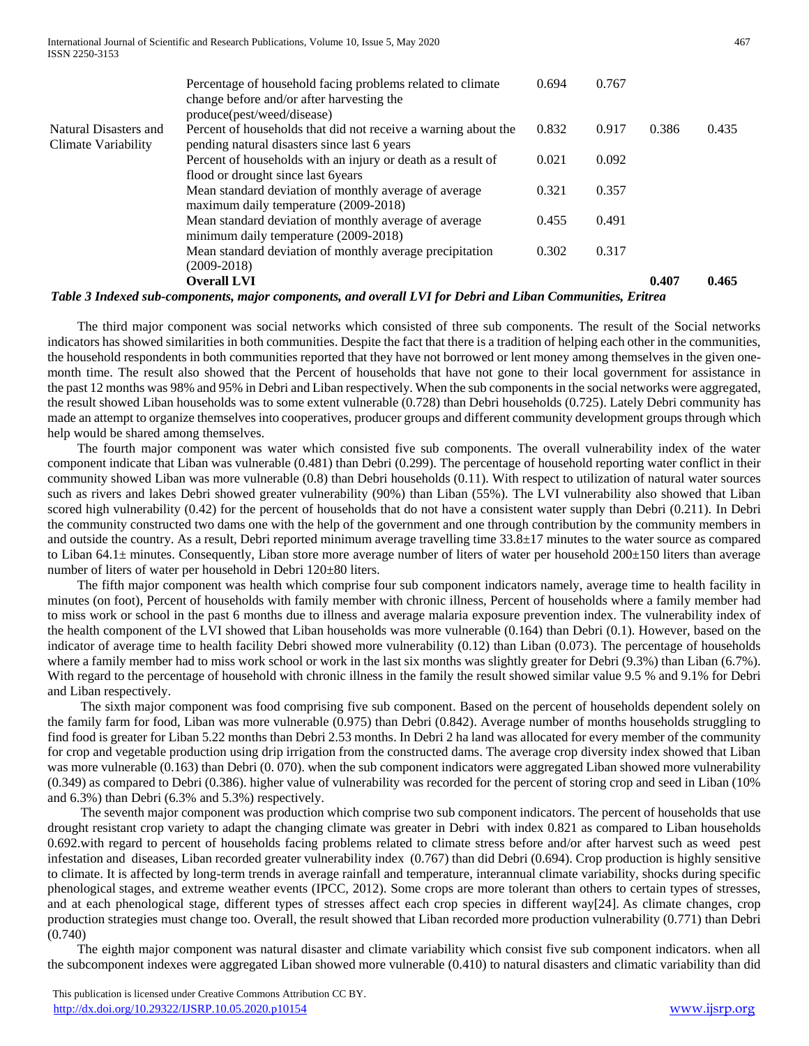| | Percentage of household facing problems related to climate change before and/or after harvesting the produce(pest/weed/disease) | 0.694 | 0.767 | | |
|---|---|---|---|---|---|
| Natural Disasters and Climate Variability | Percent of households that did not receive a warning about the pending natural disasters since last 6 years | 0.832 | 0.917 | 0.386 | 0.435 |
| | Percent of households with an injury or death as a result of flood or drought since last 6years | 0.021 | 0.092 | | |
| | Mean standard deviation of monthly average of average maximum daily temperature (2009-2018) | 0.321 | 0.357 | | |
| | Mean standard deviation of monthly average of average minimum daily temperature (2009-2018) | 0.455 | 0.491 | | |
| | Mean standard deviation of monthly average precipitation (2009-2018) | 0.302 | 0.317 | | |
| | **Overall LVI** | | | **0.407** | **0.465** |

*Table 3 Indexed sub-components, major components, and overall LVI for Debri and Liban Communities, Eritrea*

The third major component was social networks which consisted of three sub components. The result of the Social networks indicators has showed similarities in both communities. Despite the fact that there is a tradition of helping each other in the communities, the household respondents in both communities reported that they have not borrowed or lent money among themselves in the given one-month time. The result also showed that the Percent of households that have not gone to their local government for assistance in the past 12 months was 98% and 95% in Debri and Liban respectively. When the sub components in the social networks were aggregated, the result showed Liban households was to some extent vulnerable (0.728) than Debri households (0.725). Lately Debri community has made an attempt to organize themselves into cooperatives, producer groups and different community development groups through which help would be shared among themselves.

The fourth major component was water which consisted five sub components. The overall vulnerability index of the water component indicate that Liban was vulnerable (0.481) than Debri (0.299). The percentage of household reporting water conflict in their community showed Liban was more vulnerable (0.8) than Debri households (0.11). With respect to utilization of natural water sources such as rivers and lakes Debri showed greater vulnerability (90%) than Liban (55%). The LVI vulnerability also showed that Liban scored high vulnerability (0.42) for the percent of households that do not have a consistent water supply than Debri (0.211). In Debri the community constructed two dams one with the help of the government and one through contribution by the community members in and outside the country. As a result, Debri reported minimum average travelling time 33.8±17 minutes to the water source as compared to Liban 64.1± minutes. Consequently, Liban store more average number of liters of water per household 200±150 liters than average number of liters of water per household in Debri 120±80 liters.

The fifth major component was health which comprise four sub component indicators namely, average time to health facility in minutes (on foot), Percent of households with family member with chronic illness, Percent of households where a family member had to miss work or school in the past 6 months due to illness and average malaria exposure prevention index. The vulnerability index of the health component of the LVI showed that Liban households was more vulnerable (0.164) than Debri (0.1). However, based on the indicator of average time to health facility Debri showed more vulnerability (0.12) than Liban (0.073). The percentage of households where a family member had to miss work school or work in the last six months was slightly greater for Debri (9.3%) than Liban (6.7%). With regard to the percentage of household with chronic illness in the family the result showed similar value 9.5 % and 9.1% for Debri and Liban respectively.

The sixth major component was food comprising five sub component. Based on the percent of households dependent solely on the family farm for food, Liban was more vulnerable (0.975) than Debri (0.842). Average number of months households struggling to find food is greater for Liban 5.22 months than Debri 2.53 months. In Debri 2 ha land was allocated for every member of the community for crop and vegetable production using drip irrigation from the constructed dams. The average crop diversity index showed that Liban was more vulnerable (0.163) than Debri (0. 070). when the sub component indicators were aggregated Liban showed more vulnerability (0.349) as compared to Debri (0.386). higher value of vulnerability was recorded for the percent of storing crop and seed in Liban (10% and 6.3%) than Debri (6.3% and 5.3%) respectively.

The seventh major component was production which comprise two sub component indicators. The percent of households that use drought resistant crop variety to adapt the changing climate was greater in Debri with index 0.821 as compared to Liban households 0.692.with regard to percent of households facing problems related to climate stress before and/or after harvest such as weed pest infestation and diseases, Liban recorded greater vulnerability index (0.767) than did Debri (0.694). Crop production is highly sensitive to climate. It is affected by long-term trends in average rainfall and temperature, interannual climate variability, shocks during specific phenological stages, and extreme weather events (IPCC, 2012). Some crops are more tolerant than others to certain types of stresses, and at each phenological stage, different types of stresses affect each crop species in different way[24]. As climate changes, crop production strategies must change too. Overall, the result showed that Liban recorded more production vulnerability (0.771) than Debri (0.740)

The eighth major component was natural disaster and climate variability which consist five sub component indicators. when all the subcomponent indexes were aggregated Liban showed more vulnerable (0.410) to natural disasters and climatic variability than did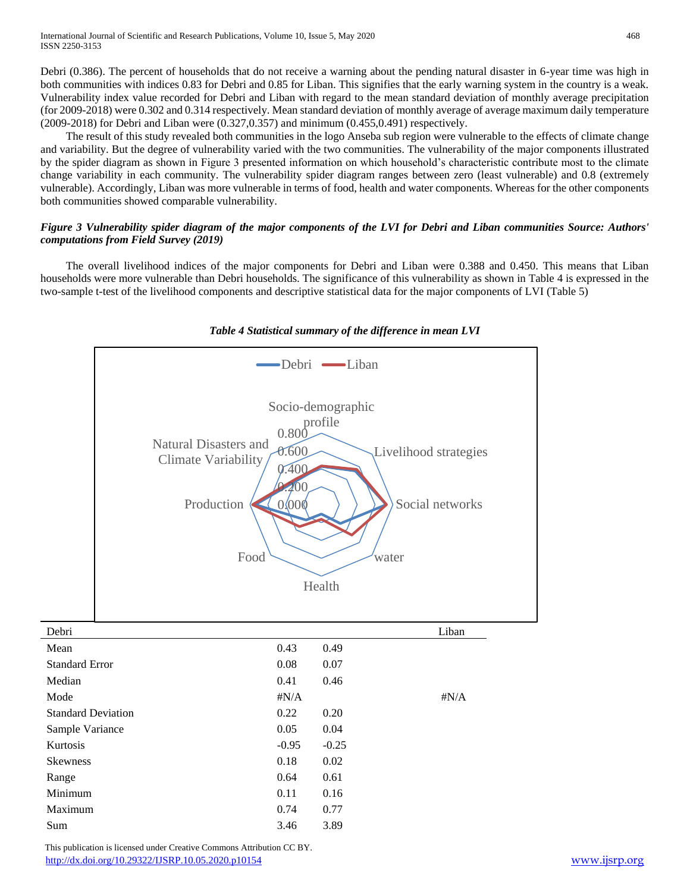Debri (0.386). The percent of households that do not receive a warning about the pending natural disaster in 6-year time was high in both communities with indices 0.83 for Debri and 0.85 for Liban. This signifies that the early warning system in the country is a weak. Vulnerability index value recorded for Debri and Liban with regard to the mean standard deviation of monthly average precipitation (for 2009-2018) were 0.302 and 0.314 respectively. Mean standard deviation of monthly average of average maximum daily temperature (2009-2018) for Debri and Liban were (0.327,0.357) and minimum (0.455,0.491) respectively.

The result of this study revealed both communities in the logo Anseba sub region were vulnerable to the effects of climate change and variability. But the degree of vulnerability varied with the two communities. The vulnerability of the major components illustrated by the spider diagram as shown in Figure 3 presented information on which household's characteristic contribute most to the climate change variability in each community. The vulnerability spider diagram ranges between zero (least vulnerable) and 0.8 (extremely vulnerable). Accordingly, Liban was more vulnerable in terms of food, health and water components. Whereas for the other components both communities showed comparable vulnerability.

***Figure 3 Vulnerability spider diagram of the major components of the LVI for Debri and Liban communities Source: Authors' computations from Field Survey (2019)***

The overall livelihood indices of the major components for Debri and Liban were 0.388 and 0.450. This means that Liban households were more vulnerable than Debri households. The significance of this vulnerability as shown in Table 4 is expressed in the two-sample t-test of the livelihood components and descriptive statistical data for the major components of LVI (Table 5)

***Table 4 Statistical summary of the difference in mean LVI***

| Debri | | | Liban |
|---|---|---|---|
| Mean | 0.43 | 0.49 | |
| Standard Error | 0.08 | 0.07 | |
| Median | 0.41 | 0.46 | |
| Mode | #N/A | | #N/A |
| Standard Deviation | 0.22 | 0.20 | |
| Sample Variance | 0.05 | 0.04 | |
| Kurtosis | -0.95 | -0.25 | |
| Skewness | 0.18 | 0.02 | |
| Range | 0.64 | 0.61 | |
| Minimum | 0.11 | 0.16 | |
| Maximum | 0.74 | 0.77 | |
| Sum | 3.46 | 3.89 | |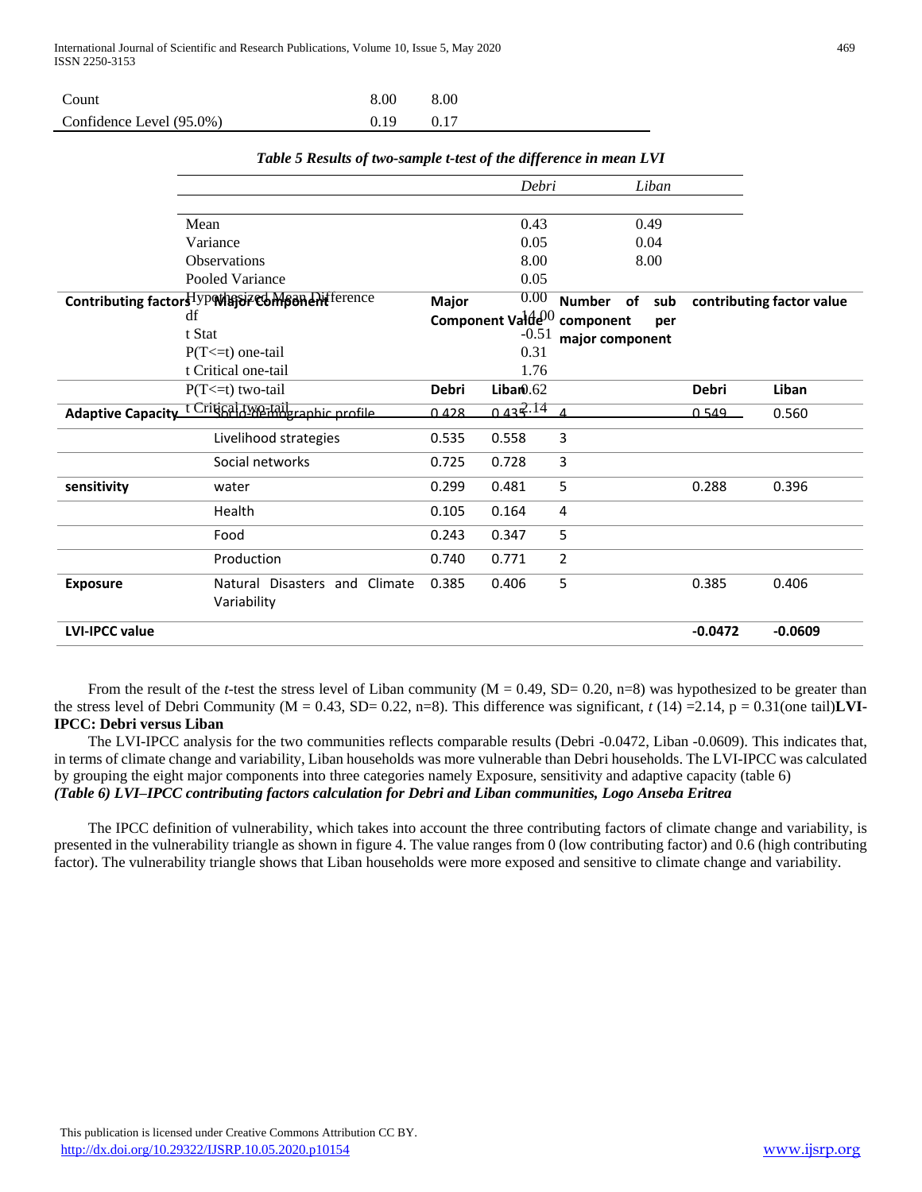| | | |
|---|---|---|
| Count | 8.00 | 8.00 |
| Confidence Level (95.0%) | 0.19 | 0.17 |

*Table 5 Results of two-sample t-test of the difference in mean LVI*

| | Debri | Liban |
|---|---|---|
| Mean | 0.43 | 0.49 |
| Variance | 0.05 | 0.04 |
| Observations | 8.00 | 8.00 |
| Pooled Variance | 0.05 | |
| Hypothesized Mean Difference | 0.00 | |
| df | 14.00 | |
| t Stat | -0.51 | |
| P(T<=t) one-tail | 0.31 | |
| t Critical one-tail | 1.76 | |
| P(T<=t) two-tail | 0.62 | |
| t Critical two-tail | 2.14 | |

| Contributing factors | Major Component | Major Component Value | | Number of sub component per major component | contributing factor value | |
|---|---|---|---|---|---|---|
| | | Debri | Liban | | Debri | Liban |
| **Adaptive Capacity** | Socio-demographic profile | 0.428 | 0.435 | 4 | 0.549 | 0.560 |
| | Livelihood strategies | 0.535 | 0.558 | 3 | | |
| | Social networks | 0.725 | 0.728 | 3 | | |
| **sensitivity** | water | 0.299 | 0.481 | 5 | 0.288 | 0.396 |
| | Health | 0.105 | 0.164 | 4 | | |
| | Food | 0.243 | 0.347 | 5 | | |
| | Production | 0.740 | 0.771 | 2 | | |
| **Exposure** | Natural Disasters and Climate Variability | 0.385 | 0.406 | 5 | 0.385 | 0.406 |
| **LVI-IPCC value** | | | | | **-0.0472** | **-0.0609** |

From the result of the *t*-test the stress level of Liban community (M = 0.49, SD= 0.20, n=8) was hypothesized to be greater than the stress level of Debri Community (M = 0.43, SD= 0.22, n=8). This difference was significant, *t* (14) =2.14, p = 0.31(one tail)**LVI-IPCC: Debri versus Liban**

The LVI-IPCC analysis for the two communities reflects comparable results (Debri -0.0472, Liban -0.0609). This indicates that, in terms of climate change and variability, Liban households was more vulnerable than Debri households. The LVI-IPCC was calculated by grouping the eight major components into three categories namely Exposure, sensitivity and adaptive capacity (table 6)

***(Table 6) LVI–IPCC contributing factors calculation for Debri and Liban communities, Logo Anseba Eritrea***

The IPCC definition of vulnerability, which takes into account the three contributing factors of climate change and variability, is presented in the vulnerability triangle as shown in figure 4. The value ranges from 0 (low contributing factor) and 0.6 (high contributing factor). The vulnerability triangle shows that Liban households were more exposed and sensitive to climate change and variability.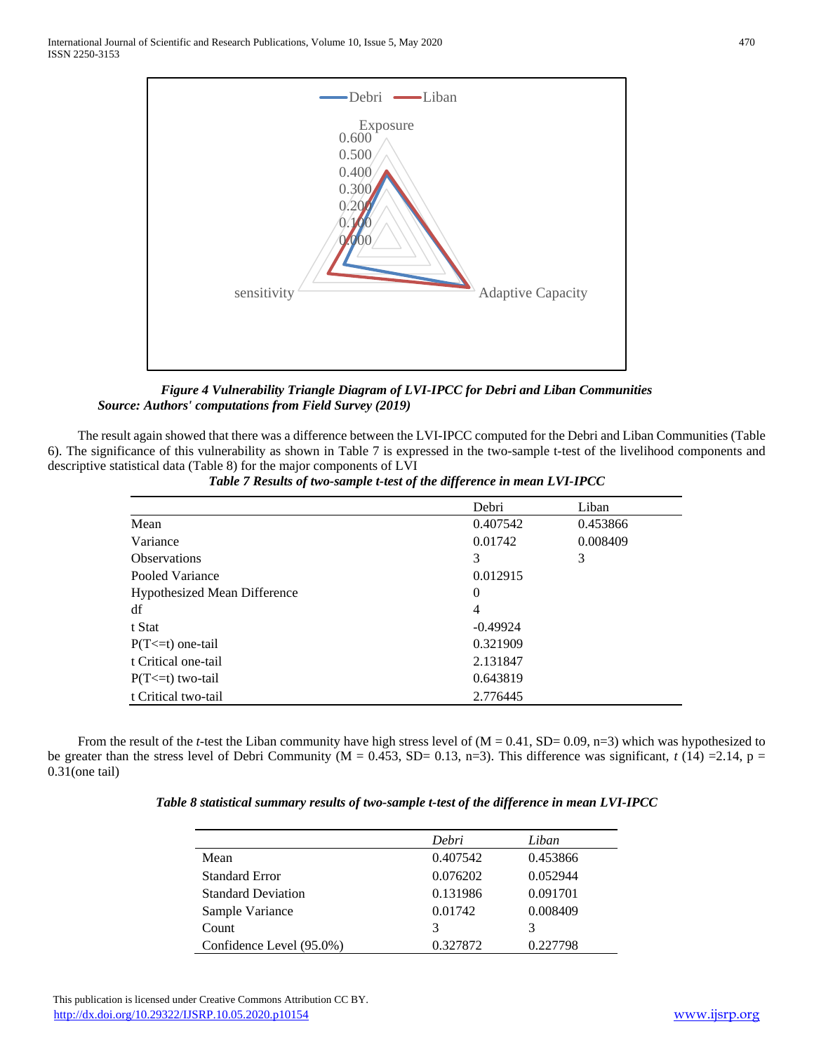*Figure 4 Vulnerability Triangle Diagram of LVI-IPCC for Debri and Liban Communities*
*Source: Authors' computations from Field Survey (2019)*

The result again showed that there was a difference between the LVI-IPCC computed for the Debri and Liban Communities (Table 6). The significance of this vulnerability as shown in Table 7 is expressed in the two-sample t-test of the livelihood components and descriptive statistical data (Table 8) for the major components of LVI

*Table 7 Results of two-sample t-test of the difference in mean LVI-IPCC*

| | Debri | Liban |
|---|---|---|
| Mean | 0.407542 | 0.453866 |
| Variance | 0.01742 | 0.008409 |
| Observations | 3 | 3 |
| Pooled Variance | 0.012915 | |
| Hypothesized Mean Difference | 0 | |
| df | 4 | |
| t Stat | -0.49924 | |
| P(T<=t) one-tail | 0.321909 | |
| t Critical one-tail | 2.131847 | |
| P(T<=t) two-tail | 0.643819 | |
| t Critical two-tail | 2.776445 | |

From the result of the *t*-test the Liban community have high stress level of ($M = 0.41$, $SD = 0.09$, $n=3$) which was hypothesized to be greater than the stress level of Debri Community ($M = 0.453$, $SD = 0.13$, $n=3$). This difference was significant, $t\,(14) = 2.14$, $p = 0.31$(one tail)

*Table 8 statistical summary results of two-sample t-test of the difference in mean LVI-IPCC*

| | *Debri* | *Liban* |
|---|---|---|
| Mean | 0.407542 | 0.453866 |
| Standard Error | 0.076202 | 0.052944 |
| Standard Deviation | 0.131986 | 0.091701 |
| Sample Variance | 0.01742 | 0.008409 |
| Count | 3 | 3 |
| Confidence Level (95.0%) | 0.327872 | 0.227798 |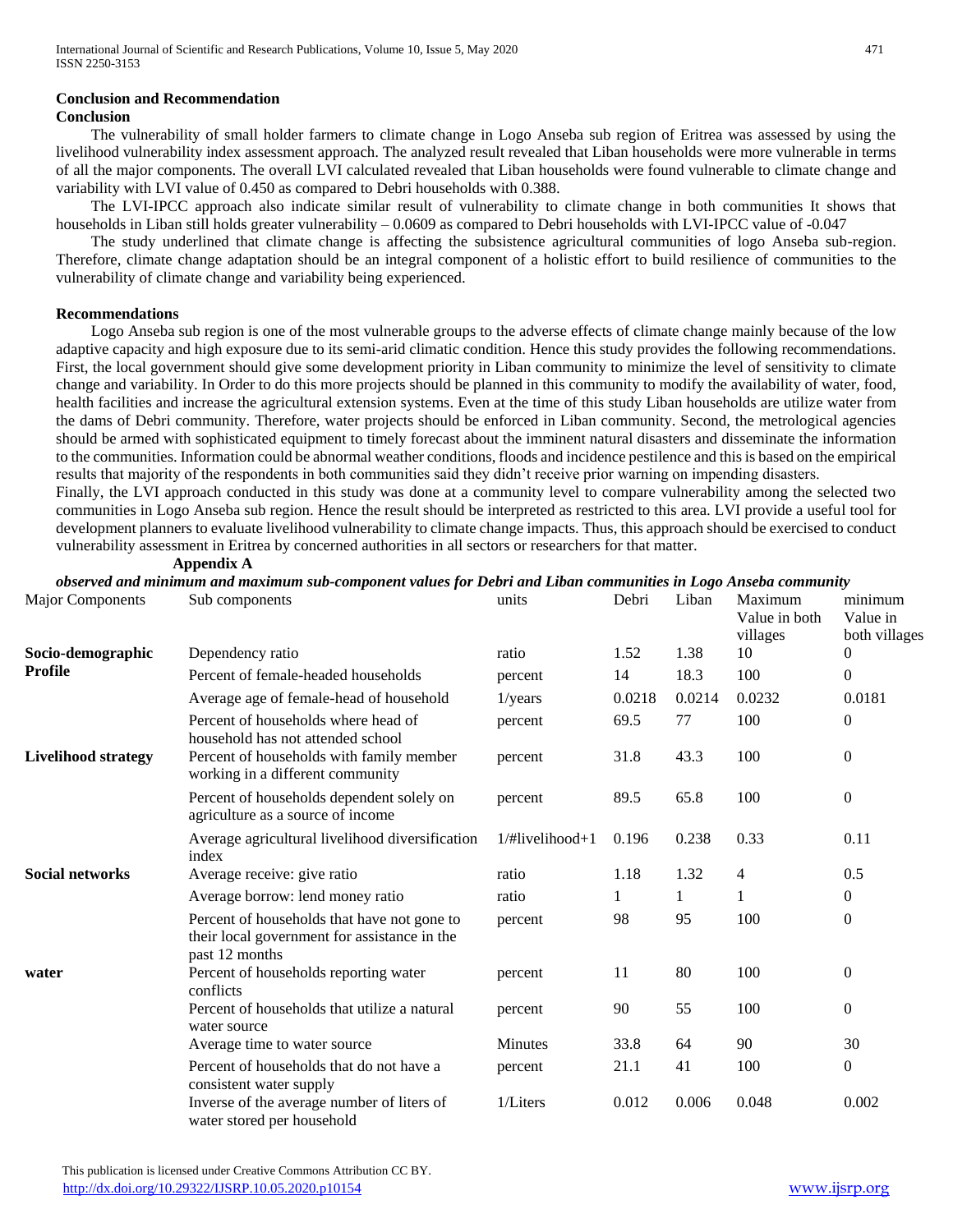## Conclusion and Recommendation

### Conclusion

The vulnerability of small holder farmers to climate change in Logo Anseba sub region of Eritrea was assessed by using the livelihood vulnerability index assessment approach. The analyzed result revealed that Liban households were more vulnerable in terms of all the major components. The overall LVI calculated revealed that Liban households were found vulnerable to climate change and variability with LVI value of 0.450 as compared to Debri households with 0.388.

The LVI-IPCC approach also indicate similar result of vulnerability to climate change in both communities It shows that households in Liban still holds greater vulnerability – 0.0609 as compared to Debri households with LVI-IPCC value of -0.047

The study underlined that climate change is affecting the subsistence agricultural communities of logo Anseba sub-region. Therefore, climate change adaptation should be an integral component of a holistic effort to build resilience of communities to the vulnerability of climate change and variability being experienced.

### Recommendations

Logo Anseba sub region is one of the most vulnerable groups to the adverse effects of climate change mainly because of the low adaptive capacity and high exposure due to its semi-arid climatic condition. Hence this study provides the following recommendations. First, the local government should give some development priority in Liban community to minimize the level of sensitivity to climate change and variability. In Order to do this more projects should be planned in this community to modify the availability of water, food, health facilities and increase the agricultural extension systems. Even at the time of this study Liban households are utilize water from the dams of Debri community. Therefore, water projects should be enforced in Liban community. Second, the metrological agencies should be armed with sophisticated equipment to timely forecast about the imminent natural disasters and disseminate the information to the communities. Information could be abnormal weather conditions, floods and incidence pestilence and this is based on the empirical results that majority of the respondents in both communities said they didn't receive prior warning on impending disasters.

Finally, the LVI approach conducted in this study was done at a community level to compare vulnerability among the selected two communities in Logo Anseba sub region. Hence the result should be interpreted as restricted to this area. LVI provide a useful tool for development planners to evaluate livelihood vulnerability to climate change impacts. Thus, this approach should be exercised to conduct vulnerability assessment in Eritrea by concerned authorities in all sectors or researchers for that matter.

**Appendix A**

***observed and minimum and maximum sub-component values for Debri and Liban communities in Logo Anseba community***

| Major Components | Sub components | units | Debri | Liban | Maximum Value in both villages | minimum Value in both villages |
|---|---|---|---|---|---|---|
| **Socio-demographic Profile** | Dependency ratio | ratio | 1.52 | 1.38 | 10 | 0 |
| | Percent of female-headed households | percent | 14 | 18.3 | 100 | 0 |
| | Average age of female-head of household | 1/years | 0.0218 | 0.0214 | 0.0232 | 0.0181 |
| | Percent of households where head of household has not attended school | percent | 69.5 | 77 | 100 | 0 |
| **Livelihood strategy** | Percent of households with family member working in a different community | percent | 31.8 | 43.3 | 100 | 0 |
| | Percent of households dependent solely on agriculture as a source of income | percent | 89.5 | 65.8 | 100 | 0 |
| | Average agricultural livelihood diversification index | 1/#livelihood+1 | 0.196 | 0.238 | 0.33 | 0.11 |
| **Social networks** | Average receive: give ratio | ratio | 1.18 | 1.32 | 4 | 0.5 |
| | Average borrow: lend money ratio | ratio | 1 | 1 | 1 | 0 |
| | Percent of households that have not gone to their local government for assistance in the past 12 months | percent | 98 | 95 | 100 | 0 |
| **water** | Percent of households reporting water conflicts | percent | 11 | 80 | 100 | 0 |
| | Percent of households that utilize a natural water source | percent | 90 | 55 | 100 | 0 |
| | Average time to water source | Minutes | 33.8 | 64 | 90 | 30 |
| | Percent of households that do not have a consistent water supply | percent | 21.1 | 41 | 100 | 0 |
| | Inverse of the average number of liters of water stored per household | 1/Liters | 0.012 | 0.006 | 0.048 | 0.002 |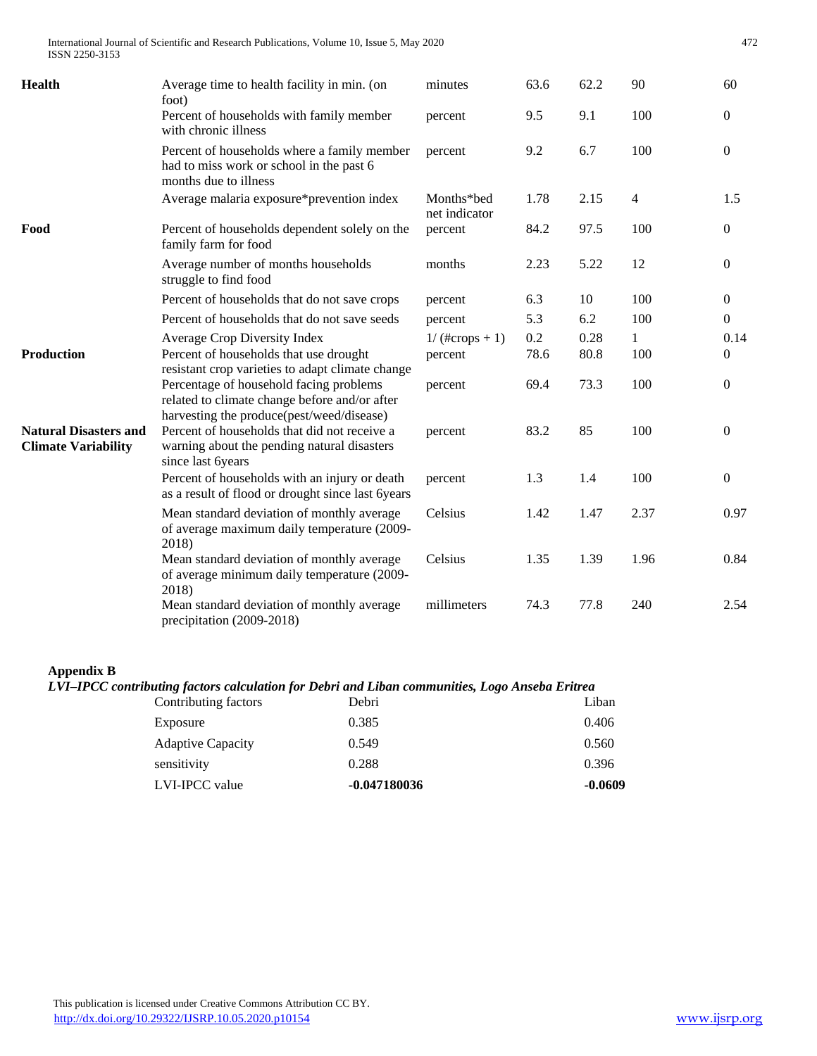| | | | | | | |
|---|---|---|---|---|---|---|
| **Health** | Average time to health facility in min. (on foot) | minutes | 63.6 | 62.2 | 90 | 60 |
| | Percent of households with family member with chronic illness | percent | 9.5 | 9.1 | 100 | 0 |
| | Percent of households where a family member had to miss work or school in the past 6 months due to illness | percent | 9.2 | 6.7 | 100 | 0 |
| | Average malaria exposure*prevention index | Months*bed net indicator | 1.78 | 2.15 | 4 | 1.5 |
| **Food** | Percent of households dependent solely on the family farm for food | percent | 84.2 | 97.5 | 100 | 0 |
| | Average number of months households struggle to find food | months | 2.23 | 5.22 | 12 | 0 |
| | Percent of households that do not save crops | percent | 6.3 | 10 | 100 | 0 |
| | Percent of households that do not save seeds | percent | 5.3 | 6.2 | 100 | 0 |
| | Average Crop Diversity Index | 1/ (#crops + 1) | 0.2 | 0.28 | 1 | 0.14 |
| **Production** | Percent of households that use drought resistant crop varieties to adapt climate change | percent | 78.6 | 80.8 | 100 | 0 |
| | Percentage of household facing problems related to climate change before and/or after harvesting the produce(pest/weed/disease) | percent | 69.4 | 73.3 | 100 | 0 |
| **Natural Disasters and Climate Variability** | Percent of households that did not receive a warning about the pending natural disasters since last 6years | percent | 83.2 | 85 | 100 | 0 |
| | Percent of households with an injury or death as a result of flood or drought since last 6years | percent | 1.3 | 1.4 | 100 | 0 |
| | Mean standard deviation of monthly average of average maximum daily temperature (2009-2018) | Celsius | 1.42 | 1.47 | 2.37 | 0.97 |
| | Mean standard deviation of monthly average of average minimum daily temperature (2009-2018) | Celsius | 1.35 | 1.39 | 1.96 | 0.84 |
| | Mean standard deviation of monthly average precipitation (2009-2018) | millimeters | 74.3 | 77.8 | 240 | 2.54 |

**Appendix B**

***LVI–IPCC contributing factors calculation for Debri and Liban communities, Logo Anseba Eritrea***

| Contributing factors | Debri | Liban |
|---|---|---|
| Exposure | 0.385 | 0.406 |
| Adaptive Capacity | 0.549 | 0.560 |
| sensitivity | 0.288 | 0.396 |
| LVI-IPCC value | **-0.047180036** | **-0.0609** |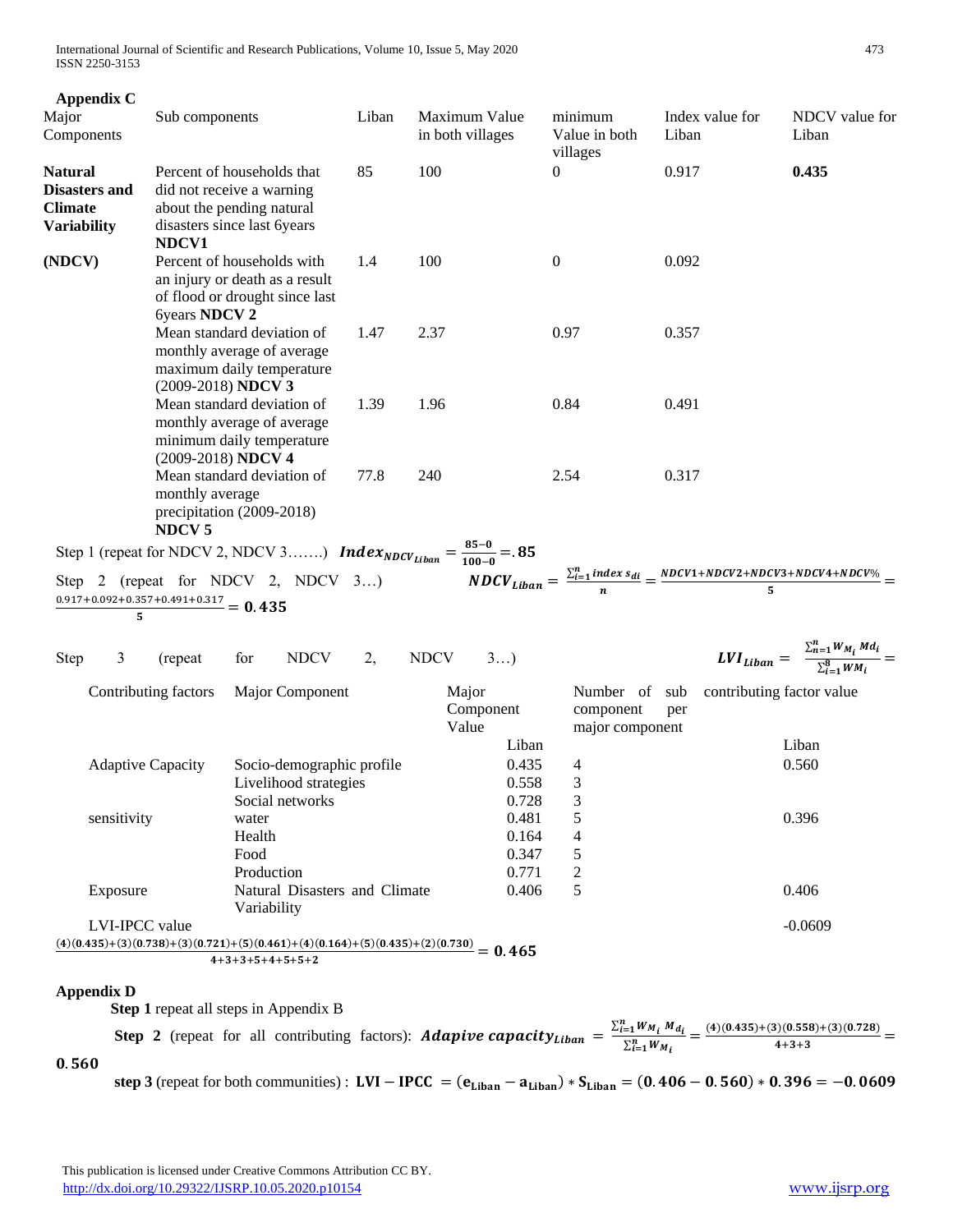**Appendix C**

| Major Components | Sub components | Liban | Maximum Value in both villages | minimum Value in both villages | Index value for Liban | NDCV value for Liban |
|---|---|---|---|---|---|---|
| **Natural Disasters and Climate Variability** | Percent of households that did not receive a warning about the pending natural disasters since last 6years **NDCV1** | 85 | 100 | 0 | 0.917 | **0.435** |
| **(NDCV)** | Percent of households with an injury or death as a result of flood or drought since last 6years **NDCV 2** | 1.4 | 100 | 0 | 0.092 | |
| | Mean standard deviation of monthly average of average maximum daily temperature (2009-2018) **NDCV 3** | 1.47 | 2.37 | 0.97 | 0.357 | |
| | Mean standard deviation of monthly average of average minimum daily temperature (2009-2018) **NDCV 4** | 1.39 | 1.96 | 0.84 | 0.491 | |
| | Mean standard deviation of monthly average precipitation (2009-2018) **NDCV 5** | 77.8 | 240 | 2.54 | 0.317 | |

Step 1 (repeat for NDCV 2, NDCV 3…….) $\boldsymbol{Index_{NDCV_{Liban}}} = \frac{85-0}{100-0} = \mathbf{.85}$

Step 2 (repeat for NDCV 2, NDCV 3…) $\boldsymbol{NDCV_{Liban}} = \frac{\sum_{i=1}^{n} index\ s_{di}}{n} = \frac{NDCV1+NDCV2+NDCV3+NDCV4+NDCV\%}{5} = \frac{0.917+0.092+0.357+0.491+0.317}{5} = \mathbf{0.435}$

Step 3 (repeat for NDCV 2, NDCV 3…) $\boldsymbol{LVI_{Liban}} = \frac{\sum_{n=1}^{n} W_{M_i} Md_i}{\sum_{i=1}^{8} WM_i} =$

| Contributing factors | Major Component | Major Component Value | Number of sub component per major component | contributing factor value |
|---|---|---|---|---|
| | | Liban | | Liban |
| Adaptive Capacity | Socio-demographic profile | 0.435 | 4 | 0.560 |
| | Livelihood strategies | 0.558 | 3 | |
| | Social networks | 0.728 | 3 | |
| sensitivity | water | 0.481 | 5 | 0.396 |
| | Health | 0.164 | 4 | |
| | Food | 0.347 | 5 | |
| | Production | 0.771 | 2 | |
| Exposure | Natural Disasters and Climate Variability | 0.406 | 5 | 0.406 |
| LVI-IPCC value | | | | -0.0609 |

$$\frac{(4)(0.435)+(3)(0.738)+(3)(0.721)+(5)(0.461)+(4)(0.164)+(5)(0.435)+(2)(0.730)}{4+3+3+5+4+5+5+2} = \mathbf{0.465}$$

**Appendix D**

**Step 1** repeat all steps in Appendix B

**Step 2** (repeat for all contributing factors): $\boldsymbol{Adapive\ capacity_{Liban}} = \frac{\sum_{i=1}^{n} W_{M_i} M_{d_i}}{\sum_{i=1}^{n} W_{M_i}} = \frac{(4)(0.435)+(3)(0.558)+(3)(0.728)}{4+3+3} = \mathbf{0.560}$

**step 3** (repeat for both communities) : $\mathbf{LVI - IPCC} = (\mathbf{e_{Liban}} - \mathbf{a_{Liban}}) * \mathbf{S_{Liban}} = (\mathbf{0.406} - \mathbf{0.560}) * \mathbf{0.396} = \mathbf{-0.0609}$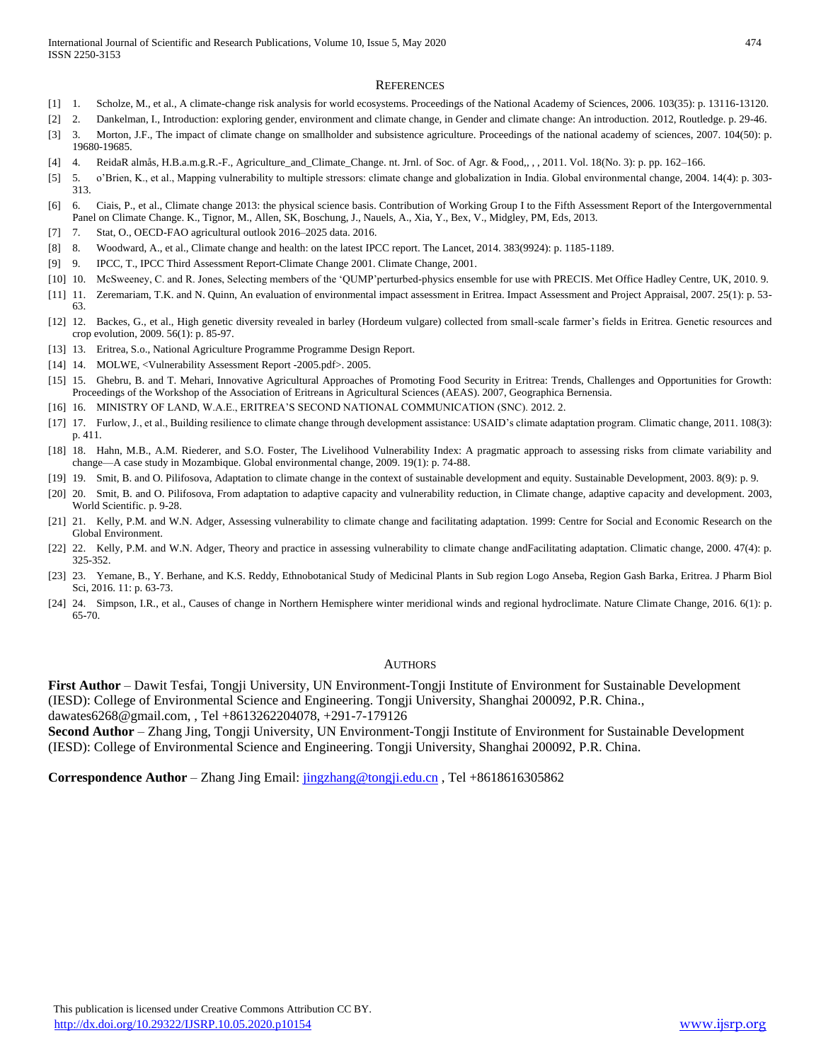## REFERENCES

[1] 1. Scholze, M., et al., A climate-change risk analysis for world ecosystems. Proceedings of the National Academy of Sciences, 2006. 103(35): p. 13116-13120.

[2] 2. Dankelman, I., Introduction: exploring gender, environment and climate change, in Gender and climate change: An introduction. 2012, Routledge. p. 29-46.

[3] 3. Morton, J.F., The impact of climate change on smallholder and subsistence agriculture. Proceedings of the national academy of sciences, 2007. 104(50): p. 19680-19685.

[4] 4. ReidaR almås, H.B.a.m.g.R.-F., Agriculture_and_Climate_Change. nt. Jrnl. of Soc. of Agr. & Food,, , , 2011. Vol. 18(No. 3): p. pp. 162–166.

[5] 5. o'Brien, K., et al., Mapping vulnerability to multiple stressors: climate change and globalization in India. Global environmental change, 2004. 14(4): p. 303-313.

[6] 6. Ciais, P., et al., Climate change 2013: the physical science basis. Contribution of Working Group I to the Fifth Assessment Report of the Intergovernmental Panel on Climate Change. K., Tignor, M., Allen, SK, Boschung, J., Nauels, A., Xia, Y., Bex, V., Midgley, PM, Eds, 2013.

[7] 7. Stat, O., OECD-FAO agricultural outlook 2016–2025 data. 2016.

[8] 8. Woodward, A., et al., Climate change and health: on the latest IPCC report. The Lancet, 2014. 383(9924): p. 1185-1189.

[9] 9. IPCC, T., IPCC Third Assessment Report-Climate Change 2001. Climate Change, 2001.

[10] 10. McSweeney, C. and R. Jones, Selecting members of the 'QUMP'perturbed-physics ensemble for use with PRECIS. Met Office Hadley Centre, UK, 2010. 9.

[11] 11. Zeremariam, T.K. and N. Quinn, An evaluation of environmental impact assessment in Eritrea. Impact Assessment and Project Appraisal, 2007. 25(1): p. 53-63.

[12] 12. Backes, G., et al., High genetic diversity revealed in barley (Hordeum vulgare) collected from small-scale farmer's fields in Eritrea. Genetic resources and crop evolution, 2009. 56(1): p. 85-97.

[13] 13. Eritrea, S.o., National Agriculture Programme Programme Design Report.

[14] 14. MOLWE, <Vulnerability Assessment Report -2005.pdf>. 2005.

[15] 15. Ghebru, B. and T. Mehari, Innovative Agricultural Approaches of Promoting Food Security in Eritrea: Trends, Challenges and Opportunities for Growth: Proceedings of the Workshop of the Association of Eritreans in Agricultural Sciences (AEAS). 2007, Geographica Bernensia.

[16] 16. MINISTRY OF LAND, W.A.E., ERITREA'S SECOND NATIONAL COMMUNICATION (SNC). 2012. 2.

[17] 17. Furlow, J., et al., Building resilience to climate change through development assistance: USAID's climate adaptation program. Climatic change, 2011. 108(3): p. 411.

[18] 18. Hahn, M.B., A.M. Riederer, and S.O. Foster, The Livelihood Vulnerability Index: A pragmatic approach to assessing risks from climate variability and change—A case study in Mozambique. Global environmental change, 2009. 19(1): p. 74-88.

[19] 19. Smit, B. and O. Pilifosova, Adaptation to climate change in the context of sustainable development and equity. Sustainable Development, 2003. 8(9): p. 9.

[20] 20. Smit, B. and O. Pilifosova, From adaptation to adaptive capacity and vulnerability reduction, in Climate change, adaptive capacity and development. 2003, World Scientific. p. 9-28.

[21] 21. Kelly, P.M. and W.N. Adger, Assessing vulnerability to climate change and facilitating adaptation. 1999: Centre for Social and Economic Research on the Global Environment.

[22] 22. Kelly, P.M. and W.N. Adger, Theory and practice in assessing vulnerability to climate change andFacilitating adaptation. Climatic change, 2000. 47(4): p. 325-352.

[23] 23. Yemane, B., Y. Berhane, and K.S. Reddy, Ethnobotanical Study of Medicinal Plants in Sub region Logo Anseba, Region Gash Barka, Eritrea. J Pharm Biol Sci, 2016. 11: p. 63-73.

[24] 24. Simpson, I.R., et al., Causes of change in Northern Hemisphere winter meridional winds and regional hydroclimate. Nature Climate Change, 2016. 6(1): p. 65-70.

## AUTHORS

**First Author** – Dawit Tesfai, Tongji University, UN Environment-Tongji Institute of Environment for Sustainable Development (IESD): College of Environmental Science and Engineering. Tongji University, Shanghai 200092, P.R. China., dawates6268@gmail.com, , Tel +8613262204078, +291-7-179126

**Second Author** – Zhang Jing, Tongji University, UN Environment-Tongji Institute of Environment for Sustainable Development (IESD): College of Environmental Science and Engineering. Tongji University, Shanghai 200092, P.R. China.

**Correspondence Author** – Zhang Jing Email: jingzhang@tongji.edu.cn , Tel +8618616305862